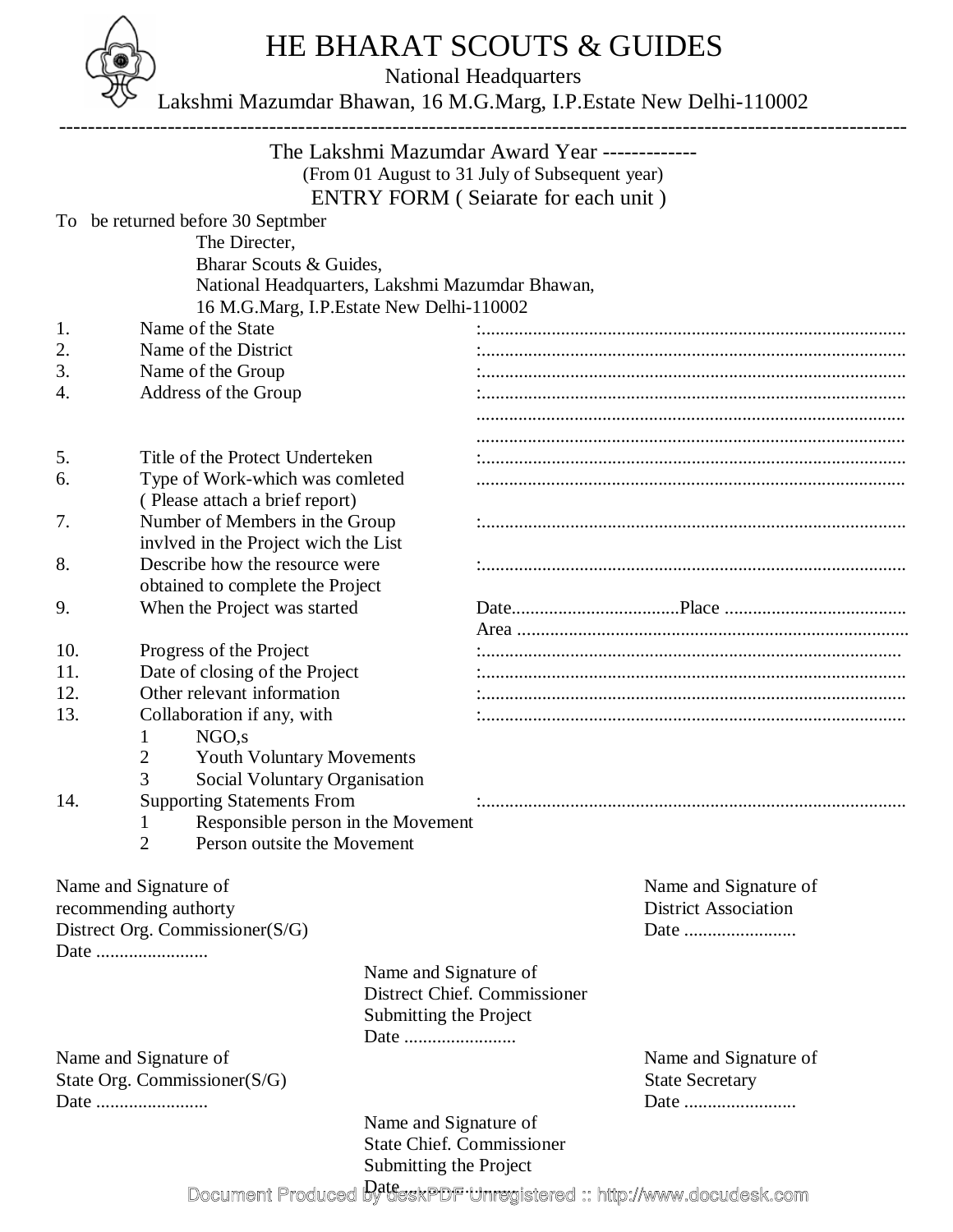# HE BHARAT SCOUTS & GUIDES

National Headquarters

Lakshmi Mazumdar Bhawan, 16 M.G.Marg, I.P.Estate New Delhi-110002

---

The Lakshmi Mazumdar Award Year -------------

(From 01 August to 31 July of Subsequent year)

ENTRY FORM ( Seiarate for each unit )

To be returned before 30 Septmber

The Directer,
Bharar Scouts & Guides,
National Headquarters, Lakshmi Mazumdar Bhawan,
16 M.G.Marg, I.P.Estate New Delhi-110002

1. Name of the State :..........................................................................................
2. Name of the District :..........................................................................................
3. Name of the Group :..........................................................................................
4. Address of the Group :..........................................................................................
   ..........................................................................................
   ..........................................................................................
5. Title of the Protect Underteken :..........................................................................................
6. Type of Work-which was comleted ( Please attach a brief report) ..........................................................................................
7. Number of Members in the Group invlved in the Project wich the List :..........................................................................................
8. Describe how the resource were obtained to complete the Project :..........................................................................................
9. When the Project was started Date....................................Place .......................................
   Area ...................................................................................
10. Progress of the Project :..........................................................................................
11. Date of closing of the Project :..........................................................................................
12. Other relevant information :..........................................................................................
13. Collaboration if any, with :..........................................................................................
    1 NGO,s
    2 Youth Voluntary Movements
    3 Social Voluntary Organisation
14. Supporting Statements From :..........................................................................................
    1 Responsible person in the Movement
    2 Person outsite the Movement

Name and Signature of
recommending authorty
Distrect Org. Commissioner(S/G)
Date ........................

Name and Signature of
District Association
Date ........................

Name and Signature of
Distrect Chief. Commissioner
Submitting the Project
Date ........................

Name and Signature of
State Org. Commissioner(S/G)
Date ........................

Name and Signature of
State Secretary
Date ........................

Name and Signature of
State Chief. Commissioner
Submitting the Project
Date ........................

Document Produced by deskPDF Unregistered :: http://www.docudesk.com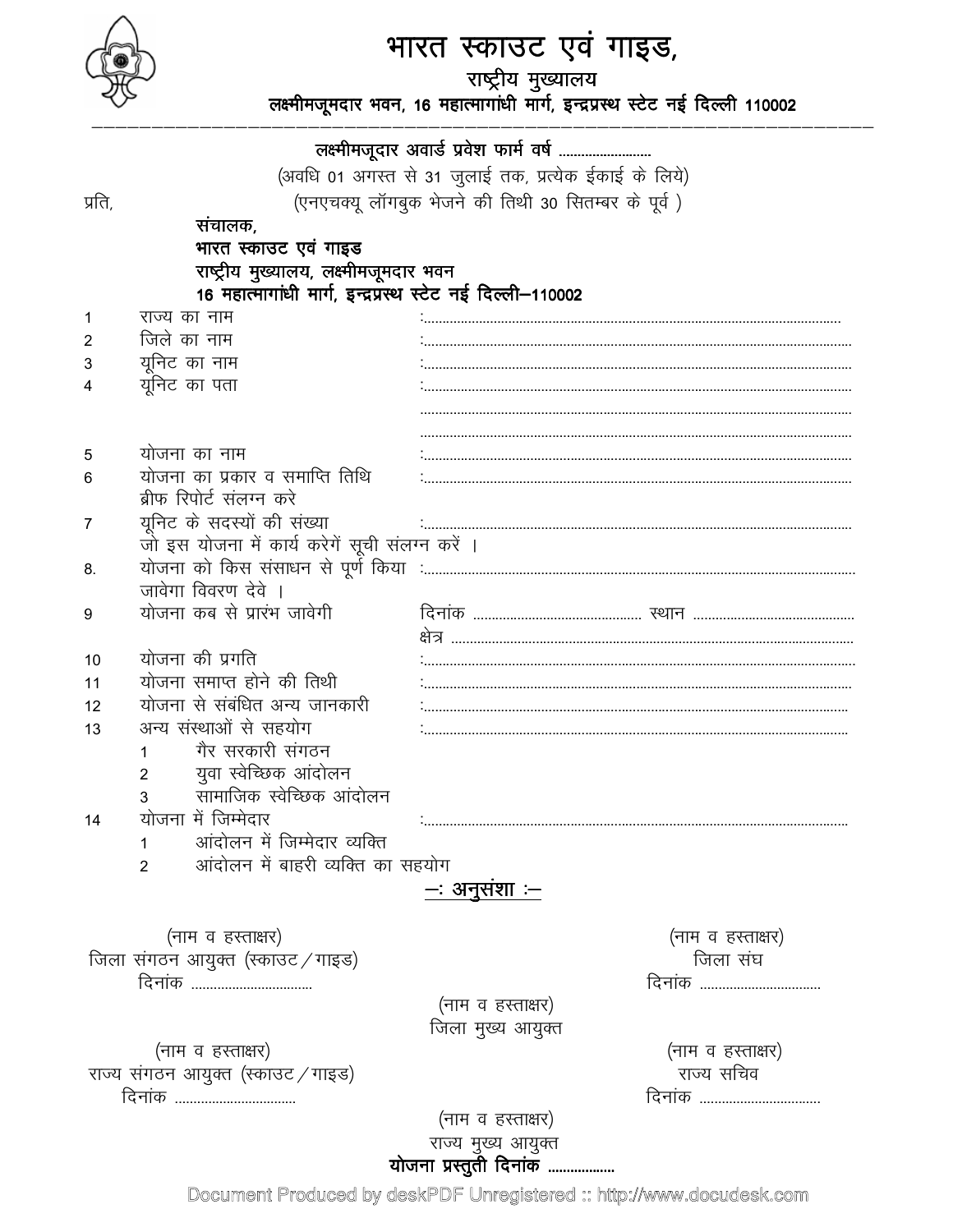# भारत स्काउट एवं गाइड,

## राष्ट्रीय मुख्यालय

**लक्ष्मीमजूमदार भवन, 16 महात्मागांधी मार्ग, इन्द्रप्रस्थ स्टेट नई दिल्ली 110002**

---

**लक्ष्मीमजूदार अवार्ड प्रवेश फार्म वर्ष .........................**

(अवधि 01 अगस्त से 31 जुलाई तक, प्रत्येक ईकाई के लिये)

(एनएचक्यू लॉगबुक भेजने की तिथी 30 सितम्बर के पूर्व )

प्रति,

**संचालक,**
**भारत स्काउट एवं गाइड**
**राष्ट्रीय मुख्यालय, लक्ष्मीमजूमदार भवन**
**16 महात्मागांधी मार्ग, इन्द्रप्रस्थ स्टेट नई दिल्ली–110002**

1. राज्य का नाम :.......................................................................
2. जिले का नाम :.......................................................................
3. यूनिट का नाम :.......................................................................
4. यूनिट का पता :.......................................................................
   .......................................................................
   .......................................................................
5. योजना का नाम :.......................................................................
6. योजना का प्रकार व समाप्ति तिथि ब्रीफ रिपोर्ट संलग्न करे :.......................................................................
7. यूनिट के सदस्यों की संख्या जो इस योजना में कार्य करेगें सूची संलग्न करें । :.......................................................................
8. योजना को किस संसाधन से पूर्ण किया जावेगा विवरण देवे । :.......................................................................
9. योजना कब से प्रारंभ जावेगी दिनांक ........................................ स्थान ........................................
   क्षेत्र .......................................................................
10. योजना की प्रगति :.......................................................................
11. योजना समाप्त होने की तिथी :.......................................................................
12. योजना से संबंधित अन्य जानकारी :.......................................................................
13. अन्य संस्थाओं से सहयोग :.......................................................................
    1. गैर सरकारी संगठन
    2. युवा स्वेच्छिक आंदोलन
    3. सामाजिक स्वेच्छिक आंदोलन
14. योजना में जिम्मेदार :.......................................................................
    1. आंदोलन में जिम्मेदार व्यक्ति
    2. आंदोलन में बाहरी व्यक्ति का सहयोग

**–: अनुसंशा :–**

(नाम व हस्ताक्षर)
जिला संगठन आयुक्त (स्काउट / गाइड)
दिनांक ................................

(नाम व हस्ताक्षर)
जिला संघ
दिनांक ................................

(नाम व हस्ताक्षर)
जिला मुख्य आयुक्त

(नाम व हस्ताक्षर)
राज्य संगठन आयुक्त (स्काउट / गाइड)
दिनांक ................................

(नाम व हस्ताक्षर)
राज्य सचिव
दिनांक ................................

(नाम व हस्ताक्षर)
राज्य मुख्य आयुक्त

**योजना प्रस्तुती दिनांक ..................**

Document Produced by deskPDF Unregistered :: http://www.docudesk.com